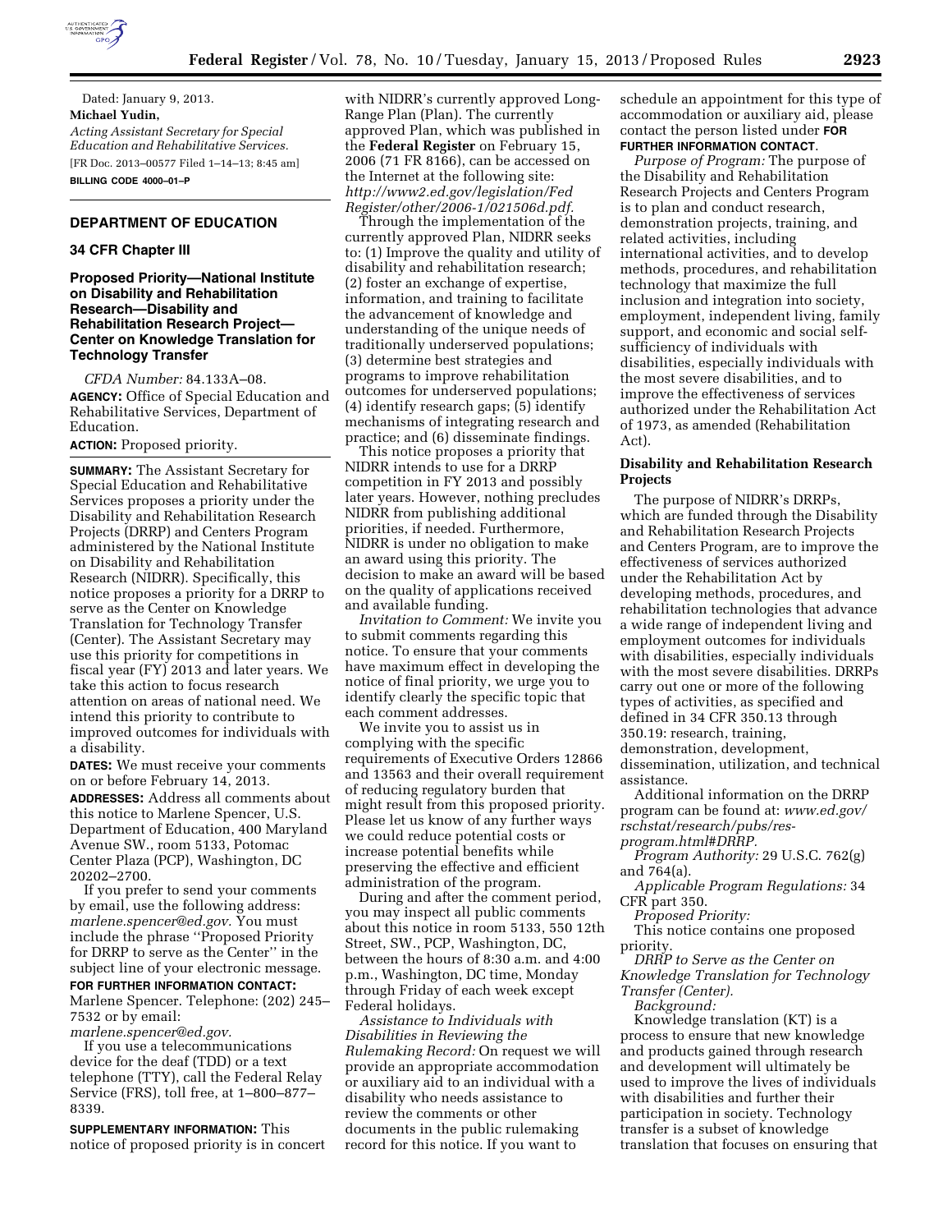Dated: January 9, 2013.

**Michael Yudin,**

*Acting Assistant Secretary for Special Education and Rehabilitative Services.*

[FR Doc. 2013–00577 Filed 1–14–13; 8:45 am]

**BILLING CODE 4000–01–P**

## DEPARTMENT OF EDUCATION

### 34 CFR Chapter III

### Proposed Priority—National Institute on Disability and Rehabilitation Research—Disability and Rehabilitation Research Project—Center on Knowledge Translation for Technology Transfer

*CFDA Number:* 84.133A–08.

**AGENCY:** Office of Special Education and Rehabilitative Services, Department of Education.

**ACTION:** Proposed priority.

**SUMMARY:** The Assistant Secretary for Special Education and Rehabilitative Services proposes a priority under the Disability and Rehabilitation Research Projects (DRRP) and Centers Program administered by the National Institute on Disability and Rehabilitation Research (NIDRR). Specifically, this notice proposes a priority for a DRRP to serve as the Center on Knowledge Translation for Technology Transfer (Center). The Assistant Secretary may use this priority for competitions in fiscal year (FY) 2013 and later years. We take this action to focus research attention on areas of national need. We intend this priority to contribute to improved outcomes for individuals with a disability.

**DATES:** We must receive your comments on or before February 14, 2013.

**ADDRESSES:** Address all comments about this notice to Marlene Spencer, U.S. Department of Education, 400 Maryland Avenue SW., room 5133, Potomac Center Plaza (PCP), Washington, DC 20202–2700.

If you prefer to send your comments by email, use the following address: *marlene.spencer@ed.gov.* You must include the phrase ''Proposed Priority for DRRP to serve as the Center'' in the subject line of your electronic message.

**FOR FURTHER INFORMATION CONTACT:** Marlene Spencer. Telephone: (202) 245–7532 or by email: *marlene.spencer@ed.gov.*

If you use a telecommunications device for the deaf (TDD) or a text telephone (TTY), call the Federal Relay Service (FRS), toll free, at 1–800–877–8339.

**SUPPLEMENTARY INFORMATION:** This notice of proposed priority is in concert with NIDRR's currently approved Long-Range Plan (Plan). The currently approved Plan, which was published in the **Federal Register** on February 15, 2006 (71 FR 8166), can be accessed on the Internet at the following site: *http://www2.ed.gov/legislation/FedRegister/other/2006-1/021506d.pdf.*

Through the implementation of the currently approved Plan, NIDRR seeks to: (1) Improve the quality and utility of disability and rehabilitation research; (2) foster an exchange of expertise, information, and training to facilitate the advancement of knowledge and understanding of the unique needs of traditionally underserved populations; (3) determine best strategies and programs to improve rehabilitation outcomes for underserved populations; (4) identify research gaps; (5) identify mechanisms of integrating research and practice; and (6) disseminate findings.

This notice proposes a priority that NIDRR intends to use for a DRRP competition in FY 2013 and possibly later years. However, nothing precludes NIDRR from publishing additional priorities, if needed. Furthermore, NIDRR is under no obligation to make an award using this priority. The decision to make an award will be based on the quality of applications received and available funding.

*Invitation to Comment:* We invite you to submit comments regarding this notice. To ensure that your comments have maximum effect in developing the notice of final priority, we urge you to identify clearly the specific topic that each comment addresses.

We invite you to assist us in complying with the specific requirements of Executive Orders 12866 and 13563 and their overall requirement of reducing regulatory burden that might result from this proposed priority. Please let us know of any further ways we could reduce potential costs or increase potential benefits while preserving the effective and efficient administration of the program.

During and after the comment period, you may inspect all public comments about this notice in room 5133, 550 12th Street, SW., PCP, Washington, DC, between the hours of 8:30 a.m. and 4:00 p.m., Washington, DC time, Monday through Friday of each week except Federal holidays.

*Assistance to Individuals with Disabilities in Reviewing the Rulemaking Record:* On request we will provide an appropriate accommodation or auxiliary aid to an individual with a disability who needs assistance to review the comments or other documents in the public rulemaking record for this notice. If you want to schedule an appointment for this type of accommodation or auxiliary aid, please contact the person listed under **FOR FURTHER INFORMATION CONTACT**.

*Purpose of Program:* The purpose of the Disability and Rehabilitation Research Projects and Centers Program is to plan and conduct research, demonstration projects, training, and related activities, including international activities, and to develop methods, procedures, and rehabilitation technology that maximize the full inclusion and integration into society, employment, independent living, family support, and economic and social self-sufficiency of individuals with disabilities, especially individuals with the most severe disabilities, and to improve the effectiveness of services authorized under the Rehabilitation Act of 1973, as amended (Rehabilitation Act).

**Disability and Rehabilitation Research Projects**

The purpose of NIDRR's DRRPs, which are funded through the Disability and Rehabilitation Research Projects and Centers Program, are to improve the effectiveness of services authorized under the Rehabilitation Act by developing methods, procedures, and rehabilitation technologies that advance a wide range of independent living and employment outcomes for individuals with disabilities, especially individuals with the most severe disabilities. DRRPs carry out one or more of the following types of activities, as specified and defined in 34 CFR 350.13 through 350.19: research, training, demonstration, development, dissemination, utilization, and technical assistance.

Additional information on the DRRP program can be found at: *www.ed.gov/rschstat/research/pubs/res-program.html#DRRP.*

*Program Authority:* 29 U.S.C. 762(g) and 764(a).

*Applicable Program Regulations:* 34 CFR part 350.

*Proposed Priority:*

This notice contains one proposed priority.

*DRRP to Serve as the Center on Knowledge Translation for Technology Transfer (Center).*

*Background:*

Knowledge translation (KT) is a process to ensure that new knowledge and products gained through research and development will ultimately be used to improve the lives of individuals with disabilities and further their participation in society. Technology transfer is a subset of knowledge translation that focuses on ensuring that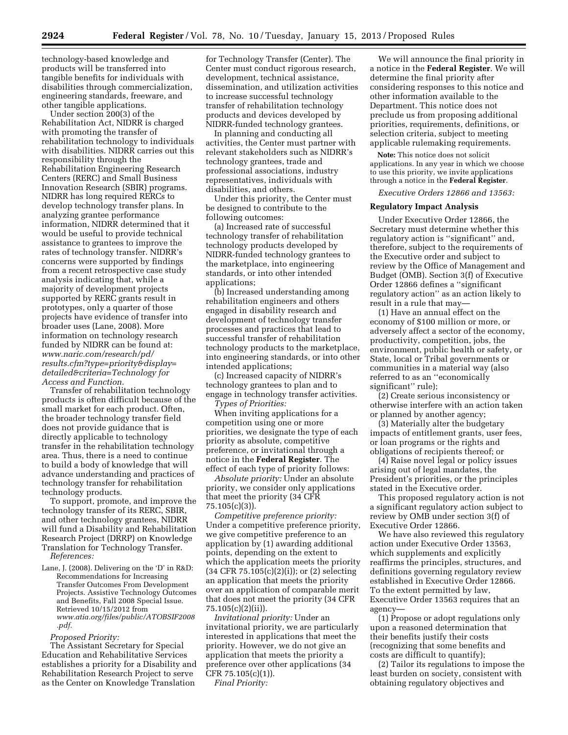technology-based knowledge and products will be transferred into tangible benefits for individuals with disabilities through commercialization, engineering standards, freeware, and other tangible applications.

Under section 200(3) of the Rehabilitation Act, NIDRR is charged with promoting the transfer of rehabilitation technology to individuals with disabilities. NIDRR carries out this responsibility through the Rehabilitation Engineering Research Centers (RERC) and Small Business Innovation Research (SBIR) programs. NIDRR has long required RERCs to develop technology transfer plans. In analyzing grantee performance information, NIDRR determined that it would be useful to provide technical assistance to grantees to improve the rates of technology transfer. NIDRR's concerns were supported by findings from a recent retrospective case study analysis indicating that, while a majority of development projects supported by RERC grants result in prototypes, only a quarter of those projects have evidence of transfer into broader uses (Lane, 2008). More information on technology research funded by NIDRR can be found at: *www.naric.com/research/pd/results.cfm?type=priority&display=detailed&criteria=Technology for Access and Function.*

Transfer of rehabilitation technology products is often difficult because of the small market for each product. Often, the broader technology transfer field does not provide guidance that is directly applicable to technology transfer in the rehabilitation technology area. Thus, there is a need to continue to build a body of knowledge that will advance understanding and practices of technology transfer for rehabilitation technology products.

To support, promote, and improve the technology transfer of its RERC, SBIR, and other technology grantees, NIDRR will fund a Disability and Rehabilitation Research Project (DRRP) on Knowledge Translation for Technology Transfer.

*References:*

Lane, J. (2008). Delivering on the 'D' in R&D: Recommendations for Increasing Transfer Outcomes From Development Projects. Assistive Technology Outcomes and Benefits, Fall 2008 Special Issue. Retrieved 10/15/2012 from *www.atia.org/files/public/ATOBSIF2008.pdf.*

*Proposed Priority:*

The Assistant Secretary for Special Education and Rehabilitative Services establishes a priority for a Disability and Rehabilitation Research Project to serve as the Center on Knowledge Translation for Technology Transfer (Center). The Center must conduct rigorous research, development, technical assistance, dissemination, and utilization activities to increase successful technology transfer of rehabilitation technology products and devices developed by NIDRR-funded technology grantees.

In planning and conducting all activities, the Center must partner with relevant stakeholders such as NIDRR's technology grantees, trade and professional associations, industry representatives, individuals with disabilities, and others.

Under this priority, the Center must be designed to contribute to the following outcomes:

(a) Increased rate of successful technology transfer of rehabilitation technology products developed by NIDRR-funded technology grantees to the marketplace, into engineering standards, or into other intended applications;

(b) Increased understanding among rehabilitation engineers and others engaged in disability research and development of technology transfer processes and practices that lead to successful transfer of rehabilitation technology products to the marketplace, into engineering standards, or into other intended applications;

(c) Increased capacity of NIDRR's technology grantees to plan and to engage in technology transfer activities.

*Types of Priorities:*

When inviting applications for a competition using one or more priorities, we designate the type of each priority as absolute, competitive preference, or invitational through a notice in the **Federal Register**. The effect of each type of priority follows:

*Absolute priority:* Under an absolute priority, we consider only applications that meet the priority (34 CFR 75.105(c)(3)).

*Competitive preference priority:* Under a competitive preference priority, we give competitive preference to an application by (1) awarding additional points, depending on the extent to which the application meets the priority (34 CFR 75.105(c)(2)(i)); or (2) selecting an application that meets the priority over an application of comparable merit that does not meet the priority (34 CFR 75.105(c)(2)(ii)).

*Invitational priority:* Under an invitational priority, we are particularly interested in applications that meet the priority. However, we do not give an application that meets the priority a preference over other applications (34 CFR 75.105(c)(1)).

*Final Priority:*

We will announce the final priority in a notice in the **Federal Register**. We will determine the final priority after considering responses to this notice and other information available to the Department. This notice does not preclude us from proposing additional priorities, requirements, definitions, or selection criteria, subject to meeting applicable rulemaking requirements.

**Note:** This notice does not solicit applications. In any year in which we choose to use this priority, we invite applications through a notice in the **Federal Register**.

*Executive Orders 12866 and 13563:*

**Regulatory Impact Analysis**

Under Executive Order 12866, the Secretary must determine whether this regulatory action is "significant" and, therefore, subject to the requirements of the Executive order and subject to review by the Office of Management and Budget (OMB). Section 3(f) of Executive Order 12866 defines a "significant regulatory action" as an action likely to result in a rule that may—

(1) Have an annual effect on the economy of $100 million or more, or adversely affect a sector of the economy, productivity, competition, jobs, the environment, public health or safety, or State, local or Tribal governments or communities in a material way (also referred to as an "economically significant" rule);

(2) Create serious inconsistency or otherwise interfere with an action taken or planned by another agency;

(3) Materially alter the budgetary impacts of entitlement grants, user fees, or loan programs or the rights and obligations of recipients thereof; or

(4) Raise novel legal or policy issues arising out of legal mandates, the President's priorities, or the principles stated in the Executive order.

This proposed regulatory action is not a significant regulatory action subject to review by OMB under section 3(f) of Executive Order 12866.

We have also reviewed this regulatory action under Executive Order 13563, which supplements and explicitly reaffirms the principles, structures, and definitions governing regulatory review established in Executive Order 12866. To the extent permitted by law, Executive Order 13563 requires that an agency—

(1) Propose or adopt regulations only upon a reasoned determination that their benefits justify their costs (recognizing that some benefits and costs are difficult to quantify);

(2) Tailor its regulations to impose the least burden on society, consistent with obtaining regulatory objectives and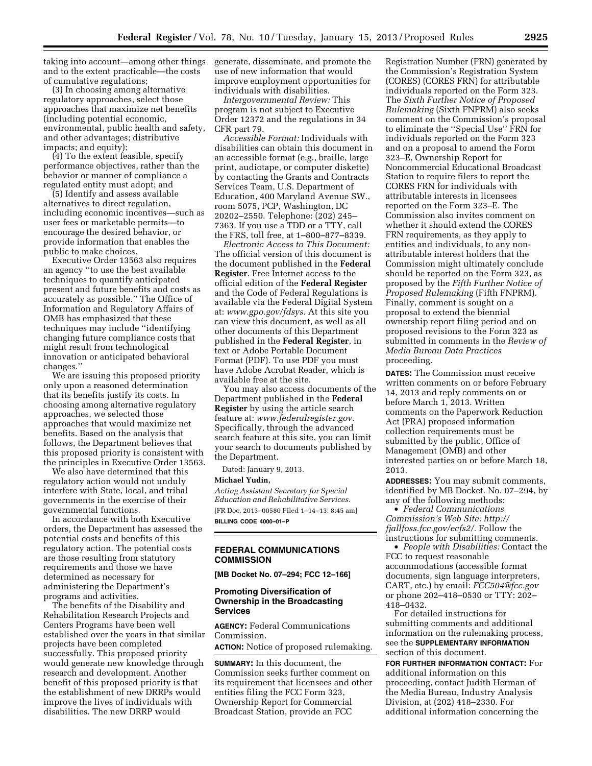taking into account—among other things and to the extent practicable—the costs of cumulative regulations;

(3) In choosing among alternative regulatory approaches, select those approaches that maximize net benefits (including potential economic, environmental, public health and safety, and other advantages; distributive impacts; and equity);

(4) To the extent feasible, specify performance objectives, rather than the behavior or manner of compliance a regulated entity must adopt; and

(5) Identify and assess available alternatives to direct regulation, including economic incentives—such as user fees or marketable permits—to encourage the desired behavior, or provide information that enables the public to make choices.

Executive Order 13563 also requires an agency ''to use the best available techniques to quantify anticipated present and future benefits and costs as accurately as possible.'' The Office of Information and Regulatory Affairs of OMB has emphasized that these techniques may include ''identifying changing future compliance costs that might result from technological innovation or anticipated behavioral changes.''

We are issuing this proposed priority only upon a reasoned determination that its benefits justify its costs. In choosing among alternative regulatory approaches, we selected those approaches that would maximize net benefits. Based on the analysis that follows, the Department believes that this proposed priority is consistent with the principles in Executive Order 13563.

We also have determined that this regulatory action would not unduly interfere with State, local, and tribal governments in the exercise of their governmental functions.

In accordance with both Executive orders, the Department has assessed the potential costs and benefits of this regulatory action. The potential costs are those resulting from statutory requirements and those we have determined as necessary for administering the Department's programs and activities.

The benefits of the Disability and Rehabilitation Research Projects and Centers Programs have been well established over the years in that similar projects have been completed successfully. This proposed priority would generate new knowledge through research and development. Another benefit of this proposed priority is that the establishment of new DRRPs would improve the lives of individuals with disabilities. The new DRRP would generate, disseminate, and promote the use of new information that would improve employment opportunities for individuals with disabilities.

*Intergovernmental Review:* This program is not subject to Executive Order 12372 and the regulations in 34 CFR part 79.

*Accessible Format:* Individuals with disabilities can obtain this document in an accessible format (e.g., braille, large print, audiotape, or computer diskette) by contacting the Grants and Contracts Services Team, U.S. Department of Education, 400 Maryland Avenue SW., room 5075, PCP, Washington, DC 20202–2550. Telephone: (202) 245–7363. If you use a TDD or a TTY, call the FRS, toll free, at 1–800–877–8339.

*Electronic Access to This Document:* The official version of this document is the document published in the **Federal Register**. Free Internet access to the official edition of the **Federal Register** and the Code of Federal Regulations is available via the Federal Digital System at: *www.gpo.gov/fdsys.* At this site you can view this document, as well as all other documents of this Department published in the **Federal Register**, in text or Adobe Portable Document Format (PDF). To use PDF you must have Adobe Acrobat Reader, which is available free at the site.

You may also access documents of the Department published in the **Federal Register** by using the article search feature at: *www.federalregister.gov.* Specifically, through the advanced search feature at this site, you can limit your search to documents published by the Department.

Dated: January 9, 2013.

**Michael Yudin,**

*Acting Assistant Secretary for Special Education and Rehabilitative Services.*

[FR Doc. 2013–00580 Filed 1–14–13; 8:45 am]

**BILLING CODE 4000–01–P**

---

## FEDERAL COMMUNICATIONS COMMISSION

**[MB Docket No. 07–294; FCC 12–166]**

### Promoting Diversification of Ownership in the Broadcasting Services

**AGENCY:** Federal Communications Commission.

**ACTION:** Notice of proposed rulemaking.

**SUMMARY:** In this document, the Commission seeks further comment on its requirement that licensees and other entities filing the FCC Form 323, Ownership Report for Commercial Broadcast Station, provide an FCC Registration Number (FRN) generated by the Commission's Registration System (CORES) (CORES FRN) for attributable individuals reported on the Form 323. The *Sixth Further Notice of Proposed Rulemaking* (Sixth FNPRM) also seeks comment on the Commission's proposal to eliminate the ''Special Use'' FRN for individuals reported on the Form 323 and on a proposal to amend the Form 323–E, Ownership Report for Noncommercial Educational Broadcast Station to require filers to report the CORES FRN for individuals with attributable interests in licensees reported on the Form 323–E. The Commission also invites comment on whether it should extend the CORES FRN requirements, as they apply to entities and individuals, to any non-attributable interest holders that the Commission might ultimately conclude should be reported on the Form 323, as proposed by the *Fifth Further Notice of Proposed Rulemaking* (Fifth FNPRM). Finally, comment is sought on a proposal to extend the biennial ownership report filing period and on proposed revisions to the Form 323 as submitted in comments in the *Review of Media Bureau Data Practices* proceeding.

**DATES:** The Commission must receive written comments on or before February 14, 2013 and reply comments on or before March 1, 2013. Written comments on the Paperwork Reduction Act (PRA) proposed information collection requirements must be submitted by the public, Office of Management (OMB) and other interested parties on or before March 18, 2013.

**ADDRESSES:** You may submit comments, identified by MB Docket. No. 07–294, by any of the following methods:

- *Federal Communications Commission's Web Site: http://fjallfoss.fcc.gov/ecfs2/.* Follow the instructions for submitting comments.
- *People with Disabilities:* Contact the FCC to request reasonable accommodations (accessible format documents, sign language interpreters, CART, etc.) by email: *FCC504@fcc.gov* or phone 202–418–0530 or TTY: 202–418–0432.

For detailed instructions for submitting comments and additional information on the rulemaking process, see the **SUPPLEMENTARY INFORMATION** section of this document.

**FOR FURTHER INFORMATION CONTACT:** For additional information on this proceeding, contact Judith Herman of the Media Bureau, Industry Analysis Division, at (202) 418–2330. For additional information concerning the